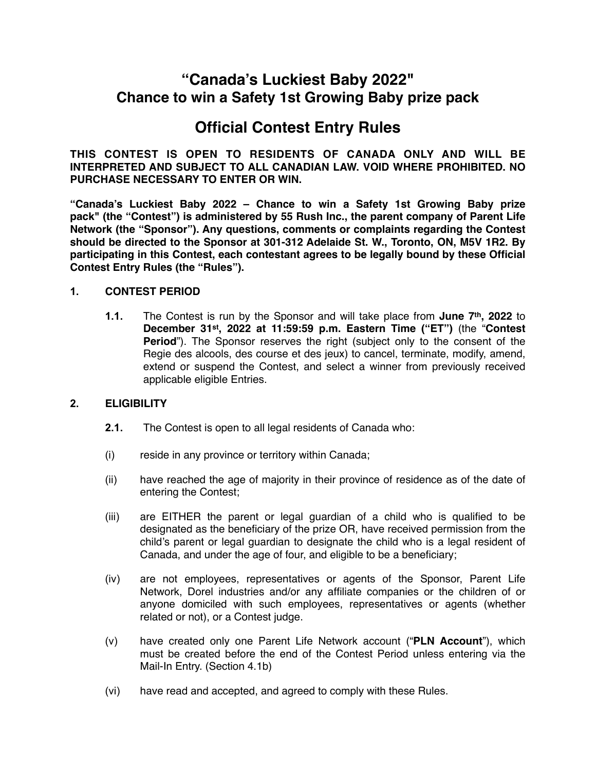# "Canada's Luckiest Baby 2022" Chance to win a Safety 1st Growing Baby prize pack

## Official Contest Entry Rules

**THIS CONTEST IS OPEN TO RESIDENTS OF CANADA ONLY AND WILL BE INTERPRETED AND SUBJECT TO ALL CANADIAN LAW. VOID WHERE PROHIBITED. NO PURCHASE NECESSARY TO ENTER OR WIN.**

**"Canada's Luckiest Baby 2022 – Chance to win a Safety 1st Growing Baby prize pack" (the "Contest") is administered by 55 Rush Inc., the parent company of Parent Life Network (the "Sponsor"). Any questions, comments or complaints regarding the Contest should be directed to the Sponsor at 301-312 Adelaide St. W., Toronto, ON, M5V 1R2. By participating in this Contest, each contestant agrees to be legally bound by these Official Contest Entry Rules (the "Rules").**

### 1. CONTEST PERIOD

**1.1.** The Contest is run by the Sponsor and will take place from **June 7th, 2022** to **December 31st, 2022 at 11:59:59 p.m. Eastern Time ("ET")** (the "**Contest Period**"). The Sponsor reserves the right (subject only to the consent of the Regie des alcools, des course et des jeux) to cancel, terminate, modify, amend, extend or suspend the Contest, and select a winner from previously received applicable eligible Entries.

### 2. ELIGIBILITY

**2.1.** The Contest is open to all legal residents of Canada who:

(i) reside in any province or territory within Canada;

(ii) have reached the age of majority in their province of residence as of the date of entering the Contest;

(iii) are EITHER the parent or legal guardian of a child who is qualified to be designated as the beneficiary of the prize OR, have received permission from the child's parent or legal guardian to designate the child who is a legal resident of Canada, and under the age of four, and eligible to be a beneficiary;

(iv) are not employees, representatives or agents of the Sponsor, Parent Life Network, Dorel industries and/or any affiliate companies or the children of or anyone domiciled with such employees, representatives or agents (whether related or not), or a Contest judge.

(v) have created only one Parent Life Network account ("**PLN Account**"), which must be created before the end of the Contest Period unless entering via the Mail-In Entry. (Section 4.1b)

(vi) have read and accepted, and agreed to comply with these Rules.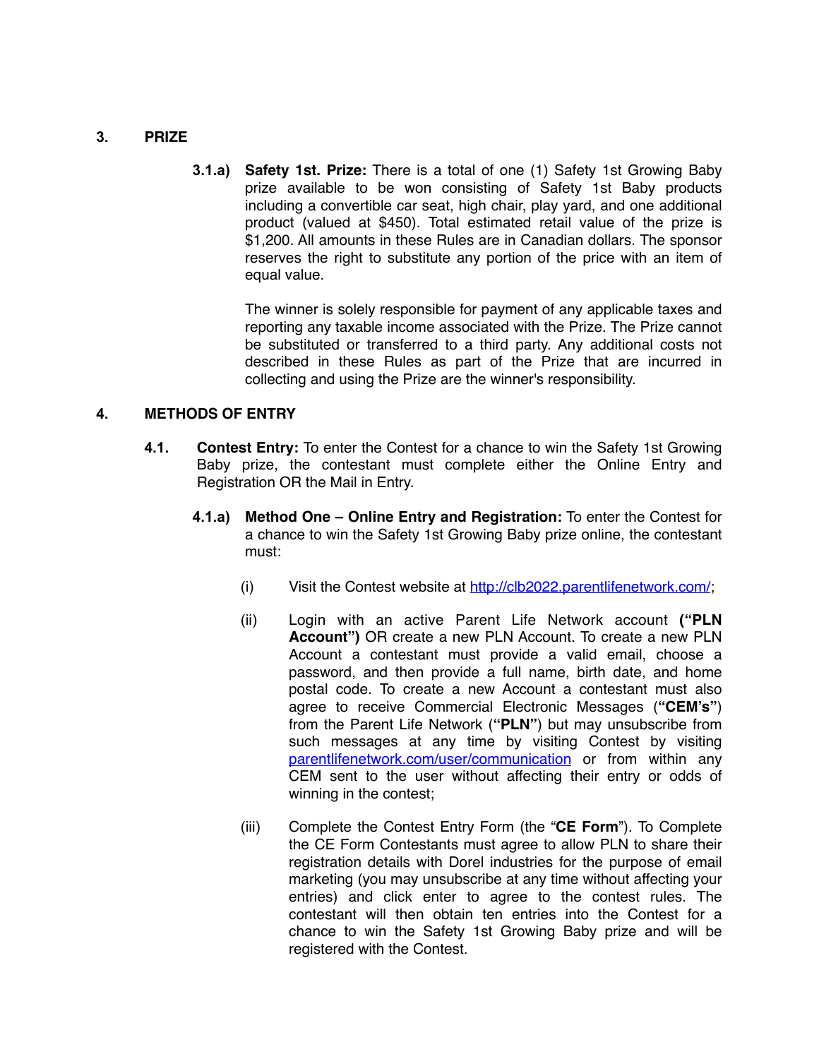## 3. PRIZE

**3.1.a) Safety 1st. Prize:** There is a total of one (1) Safety 1st Growing Baby prize available to be won consisting of Safety 1st Baby products including a convertible car seat, high chair, play yard, and one additional product (valued at $450). Total estimated retail value of the prize is $1,200. All amounts in these Rules are in Canadian dollars. The sponsor reserves the right to substitute any portion of the price with an item of equal value.

The winner is solely responsible for payment of any applicable taxes and reporting any taxable income associated with the Prize. The Prize cannot be substituted or transferred to a third party. Any additional costs not described in these Rules as part of the Prize that are incurred in collecting and using the Prize are the winner's responsibility.

## 4. METHODS OF ENTRY

**4.1. Contest Entry:** To enter the Contest for a chance to win the Safety 1st Growing Baby prize, the contestant must complete either the Online Entry and Registration OR the Mail in Entry.

**4.1.a) Method One – Online Entry and Registration:** To enter the Contest for a chance to win the Safety 1st Growing Baby prize online, the contestant must:

(i) Visit the Contest website at http://clb2022.parentlifenetwork.com/;

(ii) Login with an active Parent Life Network account **("PLN Account")** OR create a new PLN Account. To create a new PLN Account a contestant must provide a valid email, choose a password, and then provide a full name, birth date, and home postal code. To create a new Account a contestant must also agree to receive Commercial Electronic Messages (**"CEM's"**) from the Parent Life Network (**"PLN"**) but may unsubscribe from such messages at any time by visiting Contest by visiting parentlifenetwork.com/user/communication or from within any CEM sent to the user without affecting their entry or odds of winning in the contest;

(iii) Complete the Contest Entry Form (the "**CE Form**"). To Complete the CE Form Contestants must agree to allow PLN to share their registration details with Dorel industries for the purpose of email marketing (you may unsubscribe at any time without affecting your entries) and click enter to agree to the contest rules. The contestant will then obtain ten entries into the Contest for a chance to win the Safety 1st Growing Baby prize and will be registered with the Contest.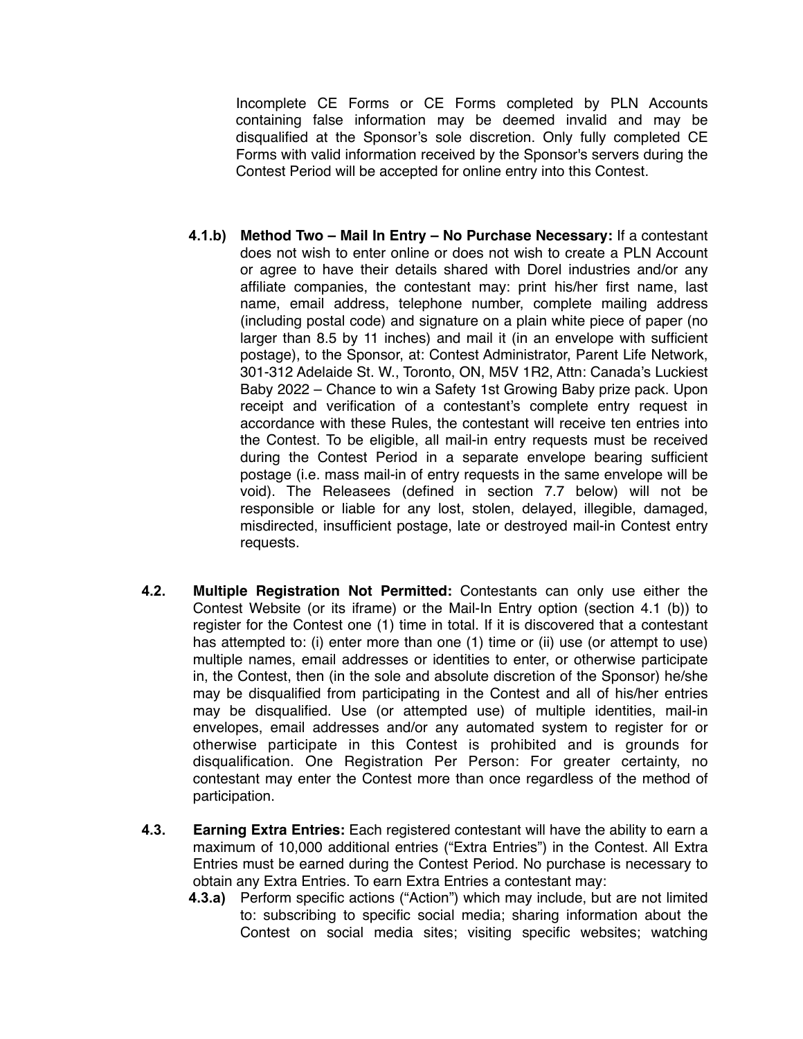Incomplete CE Forms or CE Forms completed by PLN Accounts containing false information may be deemed invalid and may be disqualified at the Sponsor's sole discretion. Only fully completed CE Forms with valid information received by the Sponsor's servers during the Contest Period will be accepted for online entry into this Contest.

**4.1.b) Method Two – Mail In Entry – No Purchase Necessary:** If a contestant does not wish to enter online or does not wish to create a PLN Account or agree to have their details shared with Dorel industries and/or any affiliate companies, the contestant may: print his/her first name, last name, email address, telephone number, complete mailing address (including postal code) and signature on a plain white piece of paper (no larger than 8.5 by 11 inches) and mail it (in an envelope with sufficient postage), to the Sponsor, at: Contest Administrator, Parent Life Network, 301-312 Adelaide St. W., Toronto, ON, M5V 1R2, Attn: Canada's Luckiest Baby 2022 – Chance to win a Safety 1st Growing Baby prize pack. Upon receipt and verification of a contestant's complete entry request in accordance with these Rules, the contestant will receive ten entries into the Contest. To be eligible, all mail-in entry requests must be received during the Contest Period in a separate envelope bearing sufficient postage (i.e. mass mail-in of entry requests in the same envelope will be void). The Releasees (defined in section 7.7 below) will not be responsible or liable for any lost, stolen, delayed, illegible, damaged, misdirected, insufficient postage, late or destroyed mail-in Contest entry requests.

**4.2. Multiple Registration Not Permitted:** Contestants can only use either the Contest Website (or its iframe) or the Mail-In Entry option (section 4.1 (b)) to register for the Contest one (1) time in total. If it is discovered that a contestant has attempted to: (i) enter more than one (1) time or (ii) use (or attempt to use) multiple names, email addresses or identities to enter, or otherwise participate in, the Contest, then (in the sole and absolute discretion of the Sponsor) he/she may be disqualified from participating in the Contest and all of his/her entries may be disqualified. Use (or attempted use) of multiple identities, mail-in envelopes, email addresses and/or any automated system to register for or otherwise participate in this Contest is prohibited and is grounds for disqualification. One Registration Per Person: For greater certainty, no contestant may enter the Contest more than once regardless of the method of participation.

**4.3. Earning Extra Entries:** Each registered contestant will have the ability to earn a maximum of 10,000 additional entries ("Extra Entries") in the Contest. All Extra Entries must be earned during the Contest Period. No purchase is necessary to obtain any Extra Entries. To earn Extra Entries a contestant may:

**4.3.a)** Perform specific actions ("Action") which may include, but are not limited to: subscribing to specific social media; sharing information about the Contest on social media sites; visiting specific websites; watching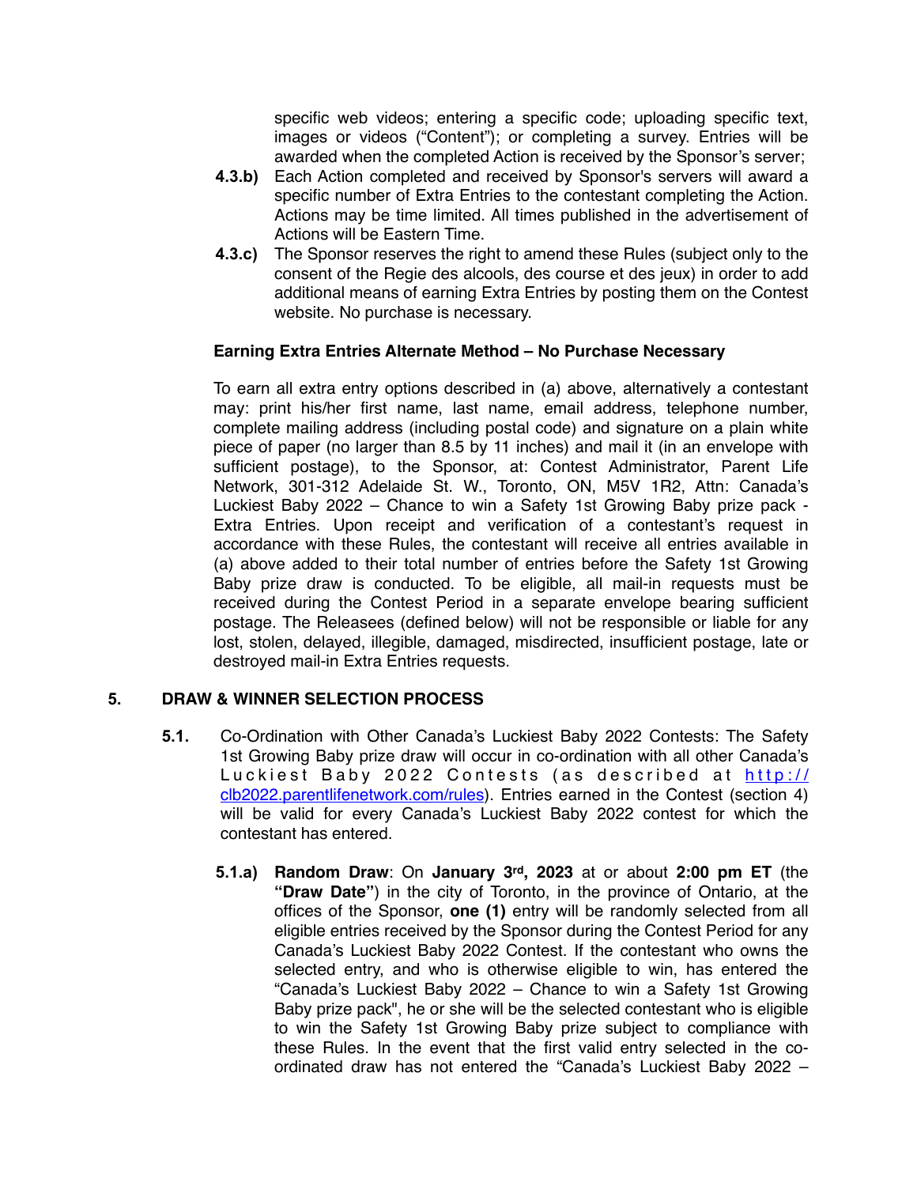specific web videos; entering a specific code; uploading specific text, images or videos ("Content"); or completing a survey. Entries will be awarded when the completed Action is received by the Sponsor's server;

**4.3.b)** Each Action completed and received by Sponsor's servers will award a specific number of Extra Entries to the contestant completing the Action. Actions may be time limited. All times published in the advertisement of Actions will be Eastern Time.

**4.3.c)** The Sponsor reserves the right to amend these Rules (subject only to the consent of the Regie des alcools, des course et des jeux) in order to add additional means of earning Extra Entries by posting them on the Contest website. No purchase is necessary.

**Earning Extra Entries Alternate Method – No Purchase Necessary**

To earn all extra entry options described in (a) above, alternatively a contestant may: print his/her first name, last name, email address, telephone number, complete mailing address (including postal code) and signature on a plain white piece of paper (no larger than 8.5 by 11 inches) and mail it (in an envelope with sufficient postage), to the Sponsor, at: Contest Administrator, Parent Life Network, 301-312 Adelaide St. W., Toronto, ON, M5V 1R2, Attn: Canada's Luckiest Baby 2022 – Chance to win a Safety 1st Growing Baby prize pack - Extra Entries. Upon receipt and verification of a contestant's request in accordance with these Rules, the contestant will receive all entries available in (a) above added to their total number of entries before the Safety 1st Growing Baby prize draw is conducted. To be eligible, all mail-in requests must be received during the Contest Period in a separate envelope bearing sufficient postage. The Releasees (defined below) will not be responsible or liable for any lost, stolen, delayed, illegible, damaged, misdirected, insufficient postage, late or destroyed mail-in Extra Entries requests.

## 5. DRAW & WINNER SELECTION PROCESS

**5.1.** Co-Ordination with Other Canada's Luckiest Baby 2022 Contests: The Safety 1st Growing Baby prize draw will occur in co-ordination with all other Canada's Luckiest Baby 2022 Contests (as described at [http://clb2022.parentlifenetwork.com/rules](http://clb2022.parentlifenetwork.com/rules)). Entries earned in the Contest (section 4) will be valid for every Canada's Luckiest Baby 2022 contest for which the contestant has entered.

**5.1.a) Random Draw**: On **January 3rd, 2023** at or about **2:00 pm ET** (the **"Draw Date"**) in the city of Toronto, in the province of Ontario, at the offices of the Sponsor, **one (1)** entry will be randomly selected from all eligible entries received by the Sponsor during the Contest Period for any Canada's Luckiest Baby 2022 Contest. If the contestant who owns the selected entry, and who is otherwise eligible to win, has entered the "Canada's Luckiest Baby 2022 – Chance to win a Safety 1st Growing Baby prize pack", he or she will be the selected contestant who is eligible to win the Safety 1st Growing Baby prize subject to compliance with these Rules. In the event that the first valid entry selected in the co-ordinated draw has not entered the "Canada's Luckiest Baby 2022 –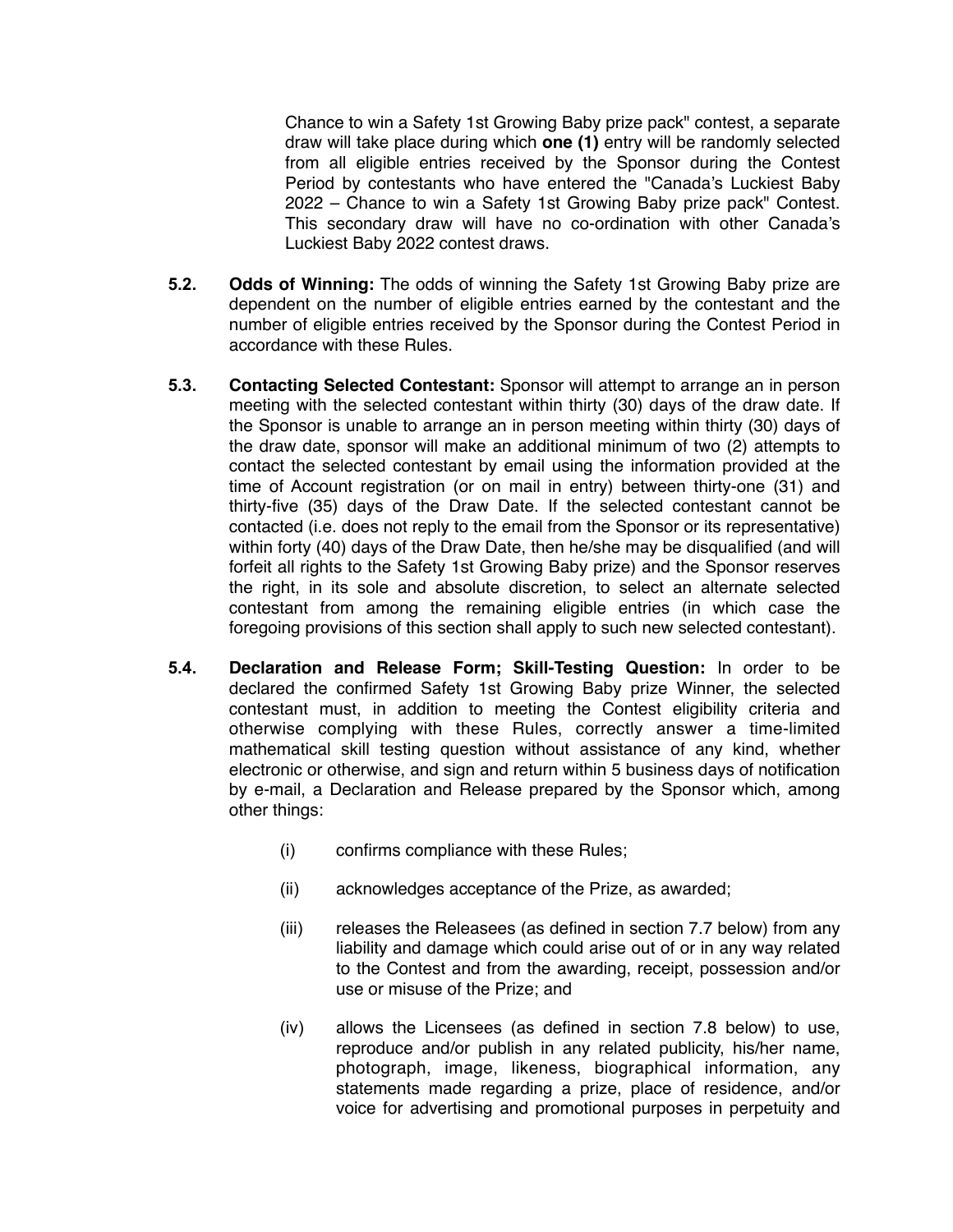Chance to win a Safety 1st Growing Baby prize pack" contest, a separate draw will take place during which **one (1)** entry will be randomly selected from all eligible entries received by the Sponsor during the Contest Period by contestants who have entered the "Canada's Luckiest Baby 2022 – Chance to win a Safety 1st Growing Baby prize pack" Contest. This secondary draw will have no co-ordination with other Canada's Luckiest Baby 2022 contest draws.

**5.2.** **Odds of Winning:** The odds of winning the Safety 1st Growing Baby prize are dependent on the number of eligible entries earned by the contestant and the number of eligible entries received by the Sponsor during the Contest Period in accordance with these Rules.

**5.3.** **Contacting Selected Contestant:** Sponsor will attempt to arrange an in person meeting with the selected contestant within thirty (30) days of the draw date. If the Sponsor is unable to arrange an in person meeting within thirty (30) days of the draw date, sponsor will make an additional minimum of two (2) attempts to contact the selected contestant by email using the information provided at the time of Account registration (or on mail in entry) between thirty-one (31) and thirty-five (35) days of the Draw Date. If the selected contestant cannot be contacted (i.e. does not reply to the email from the Sponsor or its representative) within forty (40) days of the Draw Date, then he/she may be disqualified (and will forfeit all rights to the Safety 1st Growing Baby prize) and the Sponsor reserves the right, in its sole and absolute discretion, to select an alternate selected contestant from among the remaining eligible entries (in which case the foregoing provisions of this section shall apply to such new selected contestant).

**5.4.** **Declaration and Release Form; Skill-Testing Question:** In order to be declared the confirmed Safety 1st Growing Baby prize Winner, the selected contestant must, in addition to meeting the Contest eligibility criteria and otherwise complying with these Rules, correctly answer a time-limited mathematical skill testing question without assistance of any kind, whether electronic or otherwise, and sign and return within 5 business days of notification by e-mail, a Declaration and Release prepared by the Sponsor which, among other things:

(i) confirms compliance with these Rules;

(ii) acknowledges acceptance of the Prize, as awarded;

(iii) releases the Releasees (as defined in section 7.7 below) from any liability and damage which could arise out of or in any way related to the Contest and from the awarding, receipt, possession and/or use or misuse of the Prize; and

(iv) allows the Licensees (as defined in section 7.8 below) to use, reproduce and/or publish in any related publicity, his/her name, photograph, image, likeness, biographical information, any statements made regarding a prize, place of residence, and/or voice for advertising and promotional purposes in perpetuity and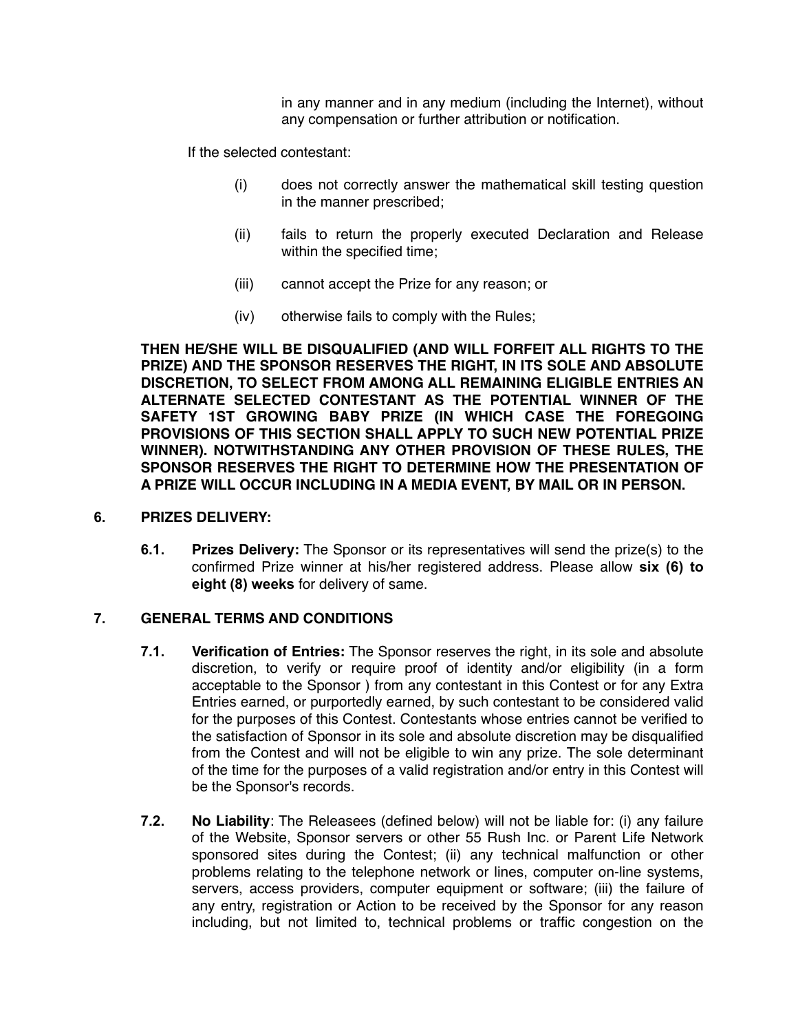in any manner and in any medium (including the Internet), without any compensation or further attribution or notification.

If the selected contestant:

(i) does not correctly answer the mathematical skill testing question in the manner prescribed;

(ii) fails to return the properly executed Declaration and Release within the specified time;

(iii) cannot accept the Prize for any reason; or

(iv) otherwise fails to comply with the Rules;

**THEN HE/SHE WILL BE DISQUALIFIED (AND WILL FORFEIT ALL RIGHTS TO THE PRIZE) AND THE SPONSOR RESERVES THE RIGHT, IN ITS SOLE AND ABSOLUTE DISCRETION, TO SELECT FROM AMONG ALL REMAINING ELIGIBLE ENTRIES AN ALTERNATE SELECTED CONTESTANT AS THE POTENTIAL WINNER OF THE SAFETY 1ST GROWING BABY PRIZE (IN WHICH CASE THE FOREGOING PROVISIONS OF THIS SECTION SHALL APPLY TO SUCH NEW POTENTIAL PRIZE WINNER). NOTWITHSTANDING ANY OTHER PROVISION OF THESE RULES, THE SPONSOR RESERVES THE RIGHT TO DETERMINE HOW THE PRESENTATION OF A PRIZE WILL OCCUR INCLUDING IN A MEDIA EVENT, BY MAIL OR IN PERSON.**

## 6. PRIZES DELIVERY:

**6.1. Prizes Delivery:** The Sponsor or its representatives will send the prize(s) to the confirmed Prize winner at his/her registered address. Please allow **six (6) to eight (8) weeks** for delivery of same.

## 7. GENERAL TERMS AND CONDITIONS

**7.1. Verification of Entries:** The Sponsor reserves the right, in its sole and absolute discretion, to verify or require proof of identity and/or eligibility (in a form acceptable to the Sponsor ) from any contestant in this Contest or for any Extra Entries earned, or purportedly earned, by such contestant to be considered valid for the purposes of this Contest. Contestants whose entries cannot be verified to the satisfaction of Sponsor in its sole and absolute discretion may be disqualified from the Contest and will not be eligible to win any prize. The sole determinant of the time for the purposes of a valid registration and/or entry in this Contest will be the Sponsor's records.

**7.2. No Liability**: The Releasees (defined below) will not be liable for: (i) any failure of the Website, Sponsor servers or other 55 Rush Inc. or Parent Life Network sponsored sites during the Contest; (ii) any technical malfunction or other problems relating to the telephone network or lines, computer on-line systems, servers, access providers, computer equipment or software; (iii) the failure of any entry, registration or Action to be received by the Sponsor for any reason including, but not limited to, technical problems or traffic congestion on the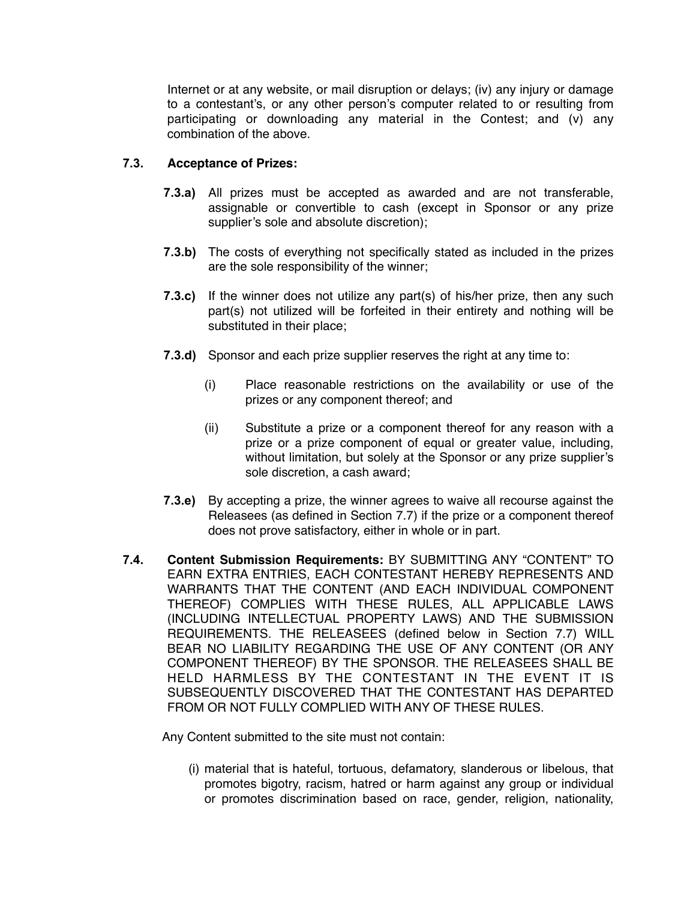Internet or at any website, or mail disruption or delays; (iv) any injury or damage to a contestant's, or any other person's computer related to or resulting from participating or downloading any material in the Contest; and (v) any combination of the above.

**7.3. Acceptance of Prizes:**

**7.3.a)** All prizes must be accepted as awarded and are not transferable, assignable or convertible to cash (except in Sponsor or any prize supplier's sole and absolute discretion);

**7.3.b)** The costs of everything not specifically stated as included in the prizes are the sole responsibility of the winner;

**7.3.c)** If the winner does not utilize any part(s) of his/her prize, then any such part(s) not utilized will be forfeited in their entirety and nothing will be substituted in their place;

**7.3.d)** Sponsor and each prize supplier reserves the right at any time to:

(i) Place reasonable restrictions on the availability or use of the prizes or any component thereof; and

(ii) Substitute a prize or a component thereof for any reason with a prize or a prize component of equal or greater value, including, without limitation, but solely at the Sponsor or any prize supplier's sole discretion, a cash award;

**7.3.e)** By accepting a prize, the winner agrees to waive all recourse against the Releasees (as defined in Section 7.7) if the prize or a component thereof does not prove satisfactory, either in whole or in part.

**7.4. Content Submission Requirements:** BY SUBMITTING ANY "CONTENT" TO EARN EXTRA ENTRIES, EACH CONTESTANT HEREBY REPRESENTS AND WARRANTS THAT THE CONTENT (AND EACH INDIVIDUAL COMPONENT THEREOF) COMPLIES WITH THESE RULES, ALL APPLICABLE LAWS (INCLUDING INTELLECTUAL PROPERTY LAWS) AND THE SUBMISSION REQUIREMENTS. THE RELEASEES (defined below in Section 7.7) WILL BEAR NO LIABILITY REGARDING THE USE OF ANY CONTENT (OR ANY COMPONENT THEREOF) BY THE SPONSOR. THE RELEASEES SHALL BE HELD HARMLESS BY THE CONTESTANT IN THE EVENT IT IS SUBSEQUENTLY DISCOVERED THAT THE CONTESTANT HAS DEPARTED FROM OR NOT FULLY COMPLIED WITH ANY OF THESE RULES.

Any Content submitted to the site must not contain:

(i) material that is hateful, tortuous, defamatory, slanderous or libelous, that promotes bigotry, racism, hatred or harm against any group or individual or promotes discrimination based on race, gender, religion, nationality,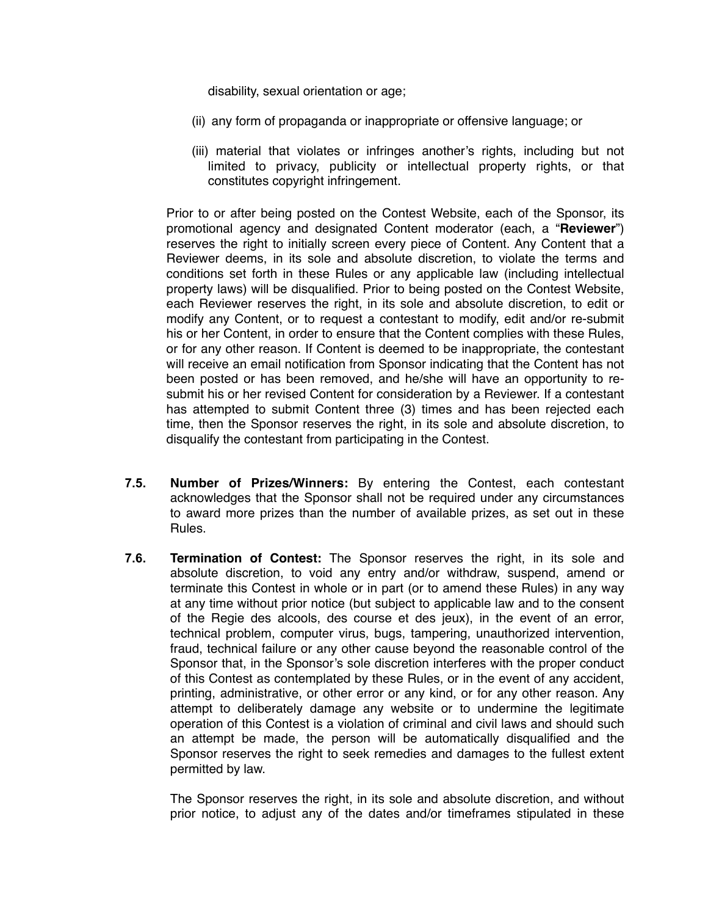disability, sexual orientation or age;

(ii) any form of propaganda or inappropriate or offensive language; or

(iii) material that violates or infringes another's rights, including but not limited to privacy, publicity or intellectual property rights, or that constitutes copyright infringement.

Prior to or after being posted on the Contest Website, each of the Sponsor, its promotional agency and designated Content moderator (each, a "**Reviewer**") reserves the right to initially screen every piece of Content. Any Content that a Reviewer deems, in its sole and absolute discretion, to violate the terms and conditions set forth in these Rules or any applicable law (including intellectual property laws) will be disqualified. Prior to being posted on the Contest Website, each Reviewer reserves the right, in its sole and absolute discretion, to edit or modify any Content, or to request a contestant to modify, edit and/or re-submit his or her Content, in order to ensure that the Content complies with these Rules, or for any other reason. If Content is deemed to be inappropriate, the contestant will receive an email notification from Sponsor indicating that the Content has not been posted or has been removed, and he/she will have an opportunity to re-submit his or her revised Content for consideration by a Reviewer. If a contestant has attempted to submit Content three (3) times and has been rejected each time, then the Sponsor reserves the right, in its sole and absolute discretion, to disqualify the contestant from participating in the Contest.

**7.5. Number of Prizes/Winners:** By entering the Contest, each contestant acknowledges that the Sponsor shall not be required under any circumstances to award more prizes than the number of available prizes, as set out in these Rules.

**7.6. Termination of Contest:** The Sponsor reserves the right, in its sole and absolute discretion, to void any entry and/or withdraw, suspend, amend or terminate this Contest in whole or in part (or to amend these Rules) in any way at any time without prior notice (but subject to applicable law and to the consent of the Regie des alcools, des course et des jeux), in the event of an error, technical problem, computer virus, bugs, tampering, unauthorized intervention, fraud, technical failure or any other cause beyond the reasonable control of the Sponsor that, in the Sponsor's sole discretion interferes with the proper conduct of this Contest as contemplated by these Rules, or in the event of any accident, printing, administrative, or other error or any kind, or for any other reason. Any attempt to deliberately damage any website or to undermine the legitimate operation of this Contest is a violation of criminal and civil laws and should such an attempt be made, the person will be automatically disqualified and the Sponsor reserves the right to seek remedies and damages to the fullest extent permitted by law.

The Sponsor reserves the right, in its sole and absolute discretion, and without prior notice, to adjust any of the dates and/or timeframes stipulated in these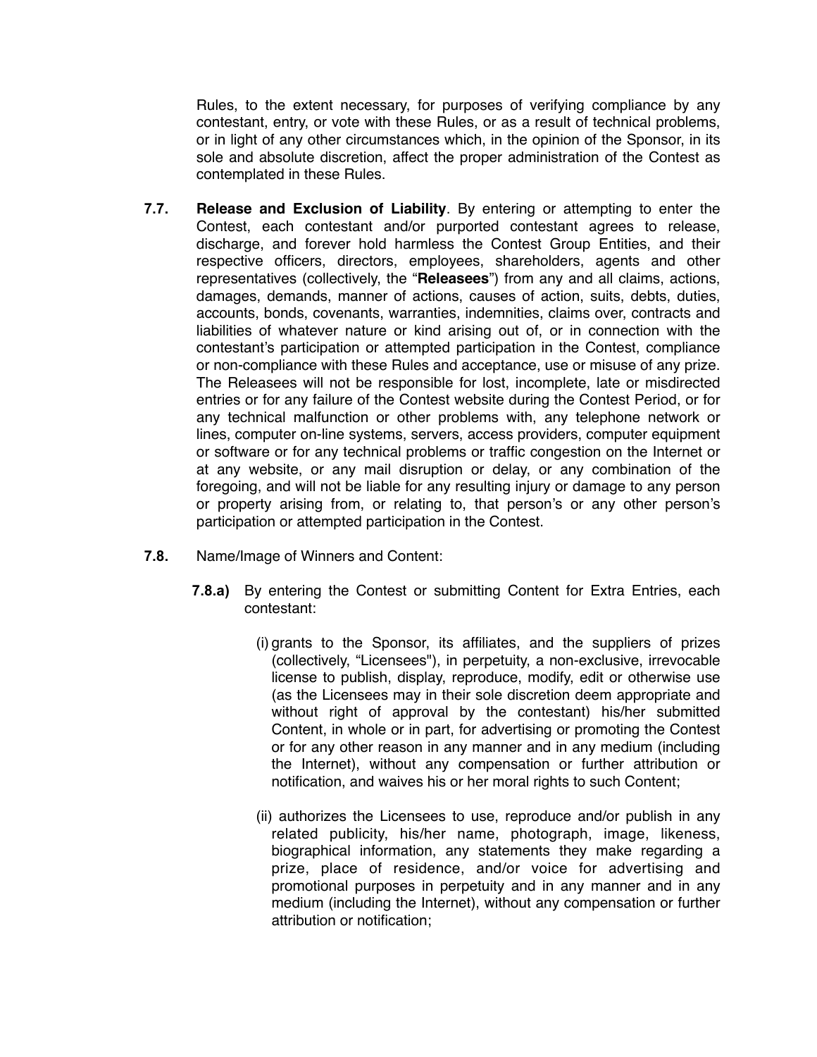Rules, to the extent necessary, for purposes of verifying compliance by any contestant, entry, or vote with these Rules, or as a result of technical problems, or in light of any other circumstances which, in the opinion of the Sponsor, in its sole and absolute discretion, affect the proper administration of the Contest as contemplated in these Rules.

**7.7.** **Release and Exclusion of Liability**. By entering or attempting to enter the Contest, each contestant and/or purported contestant agrees to release, discharge, and forever hold harmless the Contest Group Entities, and their respective officers, directors, employees, shareholders, agents and other representatives (collectively, the "**Releasees**") from any and all claims, actions, damages, demands, manner of actions, causes of action, suits, debts, duties, accounts, bonds, covenants, warranties, indemnities, claims over, contracts and liabilities of whatever nature or kind arising out of, or in connection with the contestant's participation or attempted participation in the Contest, compliance or non-compliance with these Rules and acceptance, use or misuse of any prize. The Releasees will not be responsible for lost, incomplete, late or misdirected entries or for any failure of the Contest website during the Contest Period, or for any technical malfunction or other problems with, any telephone network or lines, computer on-line systems, servers, access providers, computer equipment or software or for any technical problems or traffic congestion on the Internet or at any website, or any mail disruption or delay, or any combination of the foregoing, and will not be liable for any resulting injury or damage to any person or property arising from, or relating to, that person's or any other person's participation or attempted participation in the Contest.

**7.8.** Name/Image of Winners and Content:

**7.8.a)** By entering the Contest or submitting Content for Extra Entries, each contestant:

(i) grants to the Sponsor, its affiliates, and the suppliers of prizes (collectively, "Licensees"), in perpetuity, a non-exclusive, irrevocable license to publish, display, reproduce, modify, edit or otherwise use (as the Licensees may in their sole discretion deem appropriate and without right of approval by the contestant) his/her submitted Content, in whole or in part, for advertising or promoting the Contest or for any other reason in any manner and in any medium (including the Internet), without any compensation or further attribution or notification, and waives his or her moral rights to such Content;

(ii) authorizes the Licensees to use, reproduce and/or publish in any related publicity, his/her name, photograph, image, likeness, biographical information, any statements they make regarding a prize, place of residence, and/or voice for advertising and promotional purposes in perpetuity and in any manner and in any medium (including the Internet), without any compensation or further attribution or notification;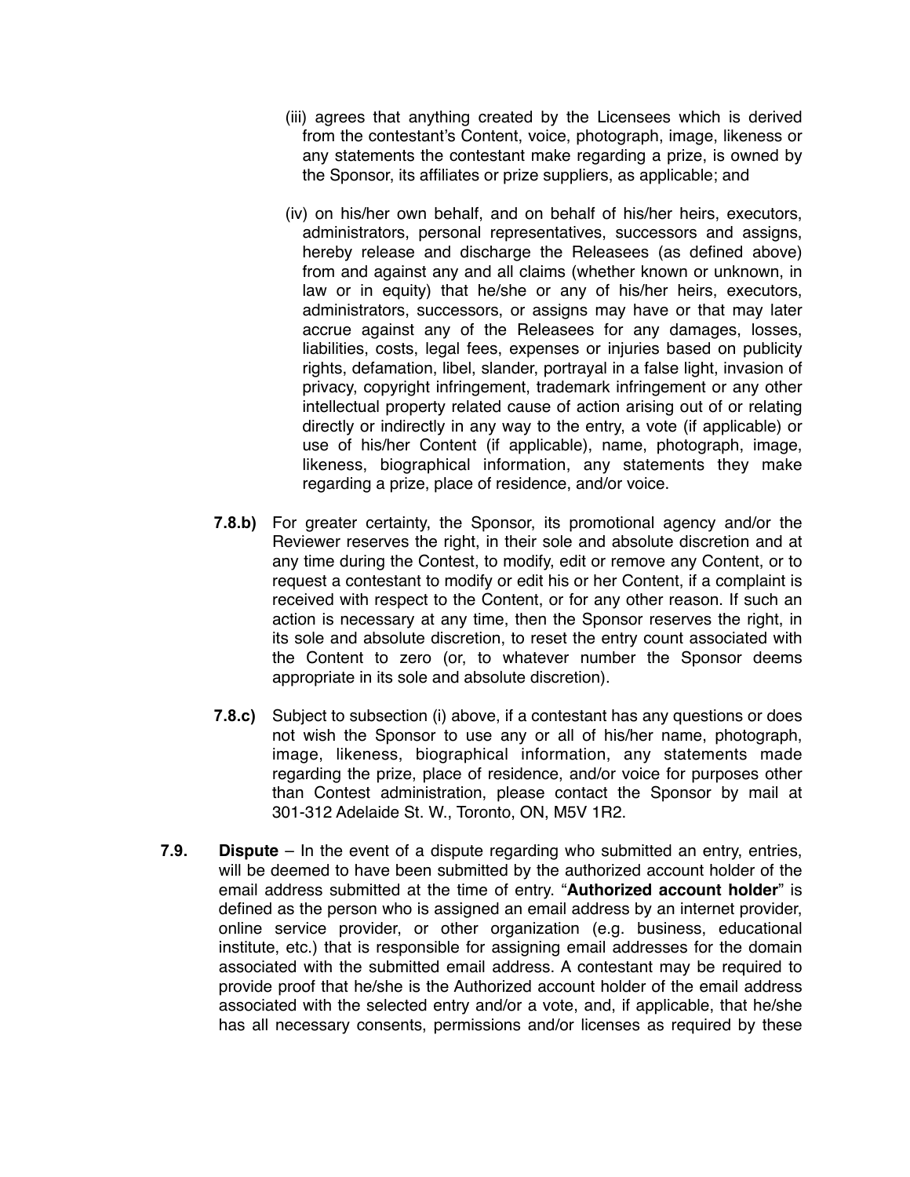(iii) agrees that anything created by the Licensees which is derived from the contestant's Content, voice, photograph, image, likeness or any statements the contestant make regarding a prize, is owned by the Sponsor, its affiliates or prize suppliers, as applicable; and

(iv) on his/her own behalf, and on behalf of his/her heirs, executors, administrators, personal representatives, successors and assigns, hereby release and discharge the Releasees (as defined above) from and against any and all claims (whether known or unknown, in law or in equity) that he/she or any of his/her heirs, executors, administrators, successors, or assigns may have or that may later accrue against any of the Releasees for any damages, losses, liabilities, costs, legal fees, expenses or injuries based on publicity rights, defamation, libel, slander, portrayal in a false light, invasion of privacy, copyright infringement, trademark infringement or any other intellectual property related cause of action arising out of or relating directly or indirectly in any way to the entry, a vote (if applicable) or use of his/her Content (if applicable), name, photograph, image, likeness, biographical information, any statements they make regarding a prize, place of residence, and/or voice.

**7.8.b)** For greater certainty, the Sponsor, its promotional agency and/or the Reviewer reserves the right, in their sole and absolute discretion and at any time during the Contest, to modify, edit or remove any Content, or to request a contestant to modify or edit his or her Content, if a complaint is received with respect to the Content, or for any other reason. If such an action is necessary at any time, then the Sponsor reserves the right, in its sole and absolute discretion, to reset the entry count associated with the Content to zero (or, to whatever number the Sponsor deems appropriate in its sole and absolute discretion).

**7.8.c)** Subject to subsection (i) above, if a contestant has any questions or does not wish the Sponsor to use any or all of his/her name, photograph, image, likeness, biographical information, any statements made regarding the prize, place of residence, and/or voice for purposes other than Contest administration, please contact the Sponsor by mail at 301-312 Adelaide St. W., Toronto, ON, M5V 1R2.

**7.9.** **Dispute** – In the event of a dispute regarding who submitted an entry, entries, will be deemed to have been submitted by the authorized account holder of the email address submitted at the time of entry. "**Authorized account holder**" is defined as the person who is assigned an email address by an internet provider, online service provider, or other organization (e.g. business, educational institute, etc.) that is responsible for assigning email addresses for the domain associated with the submitted email address. A contestant may be required to provide proof that he/she is the Authorized account holder of the email address associated with the selected entry and/or a vote, and, if applicable, that he/she has all necessary consents, permissions and/or licenses as required by these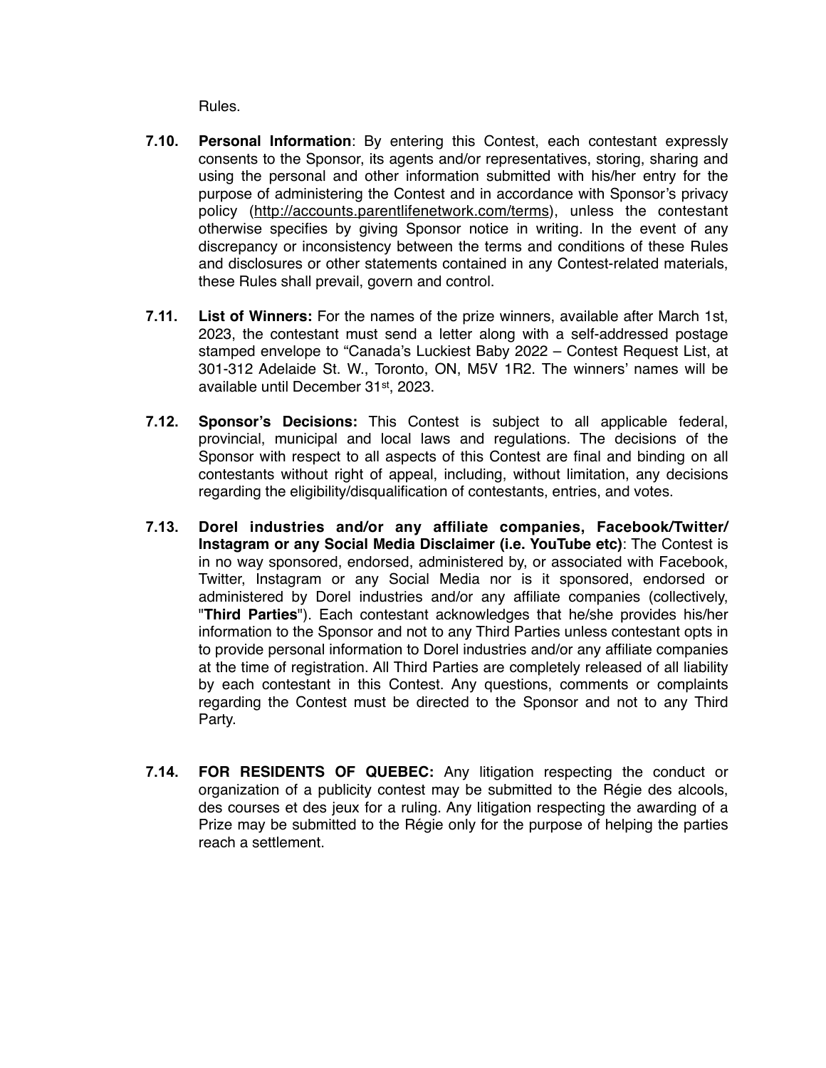Rules.

**7.10. Personal Information**: By entering this Contest, each contestant expressly consents to the Sponsor, its agents and/or representatives, storing, sharing and using the personal and other information submitted with his/her entry for the purpose of administering the Contest and in accordance with Sponsor's privacy policy (http://accounts.parentlifenetwork.com/terms), unless the contestant otherwise specifies by giving Sponsor notice in writing. In the event of any discrepancy or inconsistency between the terms and conditions of these Rules and disclosures or other statements contained in any Contest-related materials, these Rules shall prevail, govern and control.

**7.11. List of Winners:** For the names of the prize winners, available after March 1st, 2023, the contestant must send a letter along with a self-addressed postage stamped envelope to "Canada's Luckiest Baby 2022 – Contest Request List, at 301-312 Adelaide St. W., Toronto, ON, M5V 1R2. The winners' names will be available until December 31st, 2023.

**7.12. Sponsor's Decisions:** This Contest is subject to all applicable federal, provincial, municipal and local laws and regulations. The decisions of the Sponsor with respect to all aspects of this Contest are final and binding on all contestants without right of appeal, including, without limitation, any decisions regarding the eligibility/disqualification of contestants, entries, and votes.

**7.13. Dorel industries and/or any affiliate companies, Facebook/Twitter/ Instagram or any Social Media Disclaimer (i.e. YouTube etc)**: The Contest is in no way sponsored, endorsed, administered by, or associated with Facebook, Twitter, Instagram or any Social Media nor is it sponsored, endorsed or administered by Dorel industries and/or any affiliate companies (collectively, "**Third Parties**"). Each contestant acknowledges that he/she provides his/her information to the Sponsor and not to any Third Parties unless contestant opts in to provide personal information to Dorel industries and/or any affiliate companies at the time of registration. All Third Parties are completely released of all liability by each contestant in this Contest. Any questions, comments or complaints regarding the Contest must be directed to the Sponsor and not to any Third Party.

**7.14. FOR RESIDENTS OF QUEBEC:** Any litigation respecting the conduct or organization of a publicity contest may be submitted to the Régie des alcools, des courses et des jeux for a ruling. Any litigation respecting the awarding of a Prize may be submitted to the Régie only for the purpose of helping the parties reach a settlement.